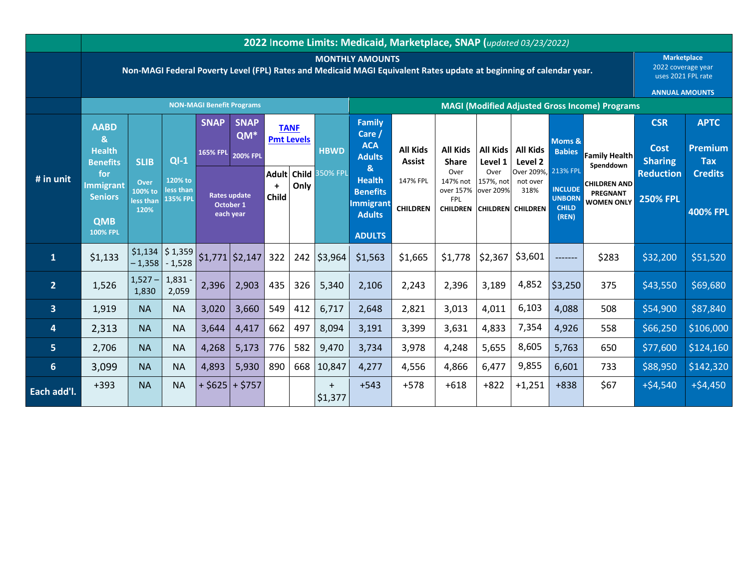# 2022 Income Limits: Medicaid, Marketplace, SNAP (*updated 03/23/2022*)

**MONTHLY AMOUNTS**
**Non-MAGI Federal Poverty Level (FPL) Rates and Medicaid MAGI Equivalent Rates update at beginning of calendar year.**

**Marketplace** 2022 coverage year uses 2021 FPL rate — **ANNUAL AMOUNTS**

| # in unit | NON-MAGI Benefit Programs | | | | | | | | MAGI (Modified Adjusted Gross Income) Programs | | | | | | | | |
|---|---|---|---|---|---|---|---|---|---|---|---|---|---|---|---|---|---|
| | AABD & Health Benefits for Immigrant Seniors QMB 100% FPL | SLIB Over 100% to less than 120% | QI-1 120% to less than 135% FPL | SNAP 165% FPL (Rates update October 1 each year) | SNAP QM* 200% FPL (Rates update October 1 each year) | TANF Pmt Levels Adult + Child | TANF Pmt Levels Child Only | HBWD 350% FPL | Family Care / ACA Adults & Health Benefits Immigrant Adults ADULTS | All Kids Assist 147% FPL CHILDREN | All Kids Share Over 147% not over 157% FPL CHILDREN | All Kids Level 1 Over 157%, not over 209% CHILDREN | All Kids Level 2 Over 209%, not over 318% CHILDREN | Moms & Babies 213% FPL INCLUDE UNBORN CHILD (REN) | Family Health Spenddown CHILDREN AND PREGNANT WOMEN ONLY | CSR Cost Sharing Reduction 250% FPL | APTC Premium Tax Credits 400% FPL |
| 1 | $1,133 | $1,134 – 1,358 | $ 1,359 - 1,528 | $1,771 | $2,147 | 322 | 242 | $3,964 | $1,563 | $1,665 | $1,778 | $2,367 | $3,601 | ------- | $283 | $32,200 | $51,520 |
| 2 | 1,526 | 1,527 – 1,830 | 1,831 - 2,059 | 2,396 | 2,903 | 435 | 326 | 5,340 | 2,106 | 2,243 | 2,396 | 3,189 | 4,852 | $3,250 | 375 | $43,550 | $69,680 |
| 3 | 1,919 | NA | NA | 3,020 | 3,660 | 549 | 412 | 6,717 | 2,648 | 2,821 | 3,013 | 4,011 | 6,103 | 4,088 | 508 | $54,900 | $87,840 |
| 4 | 2,313 | NA | NA | 3,644 | 4,417 | 662 | 497 | 8,094 | 3,191 | 3,399 | 3,631 | 4,833 | 7,354 | 4,926 | 558 | $66,250 | $106,000 |
| 5 | 2,706 | NA | NA | 4,268 | 5,173 | 776 | 582 | 9,470 | 3,734 | 3,978 | 4,248 | 5,655 | 8,605 | 5,763 | 650 | $77,600 | $124,160 |
| 6 | 3,099 | NA | NA | 4,893 | 5,930 | 890 | 668 | 10,847 | 4,277 | 4,556 | 4,866 | 6,477 | 9,855 | 6,601 | 733 | $88,950 | $142,320 |
| Each add'l. | +393 | NA | NA | + $625 | + $757 | | | + $1,377 | +543 | +578 | +618 | +822 | +1,251 | +838 | $67 | +$4,540 | +$4,450 |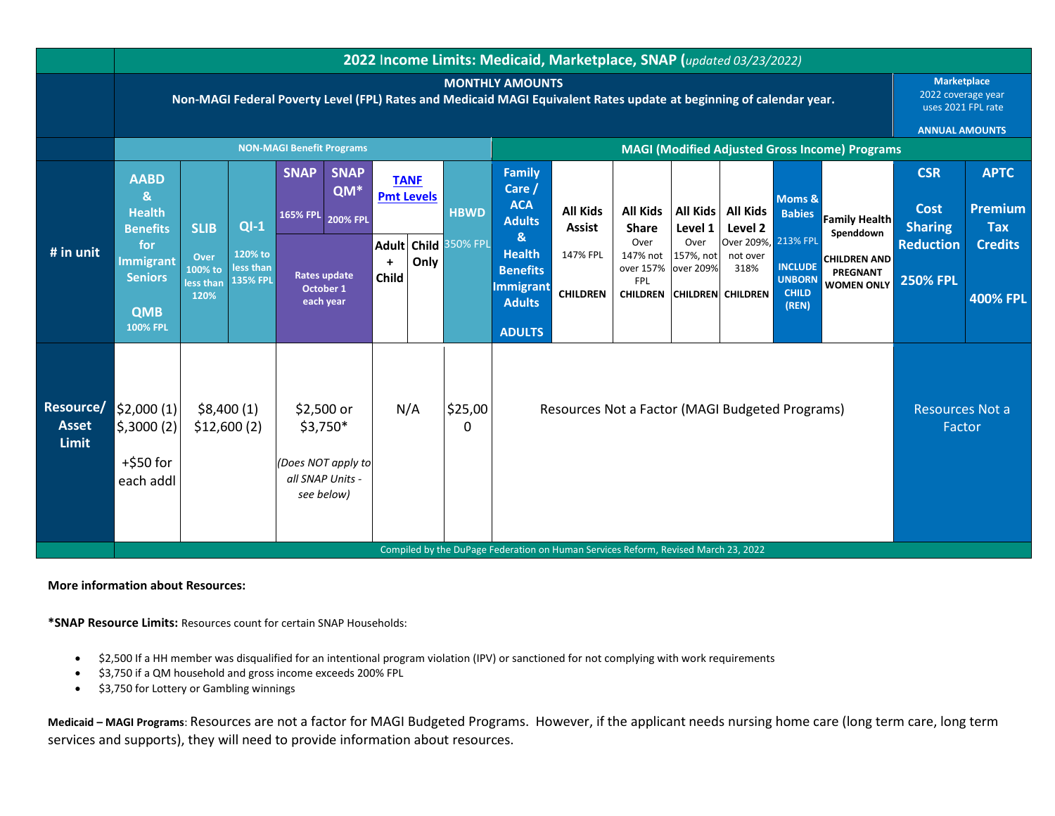| # in unit | AABD & Health Benefits for Immigrant Seniors QMB 100% FPL | SLIB Over 100% to less than 120% | QI-1 120% to less than 135% FPL | SNAP 165% FPL | SNAP QM* 200% FPL | TANF Pmt Levels Adult + Child | TANF Pmt Levels Child Only | HBWD 350% FPL | Family Care / ACA Adults & Health Benefits Immigrant Adults ADULTS | All Kids Assist 147% FPL CHILDREN | All Kids Share Over 147% not over 157% FPL CHILDREN | All Kids Level 1 Over 157%, not over 209% CHILDREN | All Kids Level 2 Over 209%, not over 318% CHILDREN | Moms & Babies 213% FPL INCLUDE UNBORN CHILD (REN) | Family Health Spenddown CHILDREN AND PREGNANT WOMEN ONLY | CSR Cost Sharing Reduction 250% FPL | APTC Premium Tax Credits 400% FPL |
|---|---|---|---|---|---|---|---|---|---|---|---|---|---|---|---|---|---|
| | NON-MAGI Benefit Programs | | | | | | | | MAGI (Modified Adjusted Gross Income) Programs | | | | | | | Marketplace 2022 coverage year uses 2021 FPL rate ANNUAL AMOUNTS | |
| | | | | Rates update October 1 each year | | | | | | | | | | | | | |
| Resource/ Asset Limit | $2,000 (1) $,3000 (2) +$50 for each addl | $8,400 (1) $12,600 (2) | | $2,500 or $3,750* *(Does NOT apply to all SNAP Units - see below)* | | N/A | | $25,000 | Resources Not a Factor (MAGI Budgeted Programs) | | | | | | | Resources Not a Factor | |

**2022 Income Limits: Medicaid, Marketplace, SNAP** (*updated 03/23/2022*)

**MONTHLY AMOUNTS**
**Non-MAGI Federal Poverty Level (FPL) Rates and Medicaid MAGI Equivalent Rates update at beginning of calendar year.**

Compiled by the DuPage Federation on Human Services Reform, Revised March 23, 2022

**More information about Resources:**

***SNAP Resource Limits:** Resources count for certain SNAP Households:

- $2,500 If a HH member was disqualified for an intentional program violation (IPV) or sanctioned for not complying with work requirements
- $3,750 if a QM household and gross income exceeds 200% FPL
- $3,750 for Lottery or Gambling winnings

**Medicaid – MAGI Programs**: Resources are not a factor for MAGI Budgeted Programs. However, if the applicant needs nursing home care (long term care, long term services and supports), they will need to provide information about resources.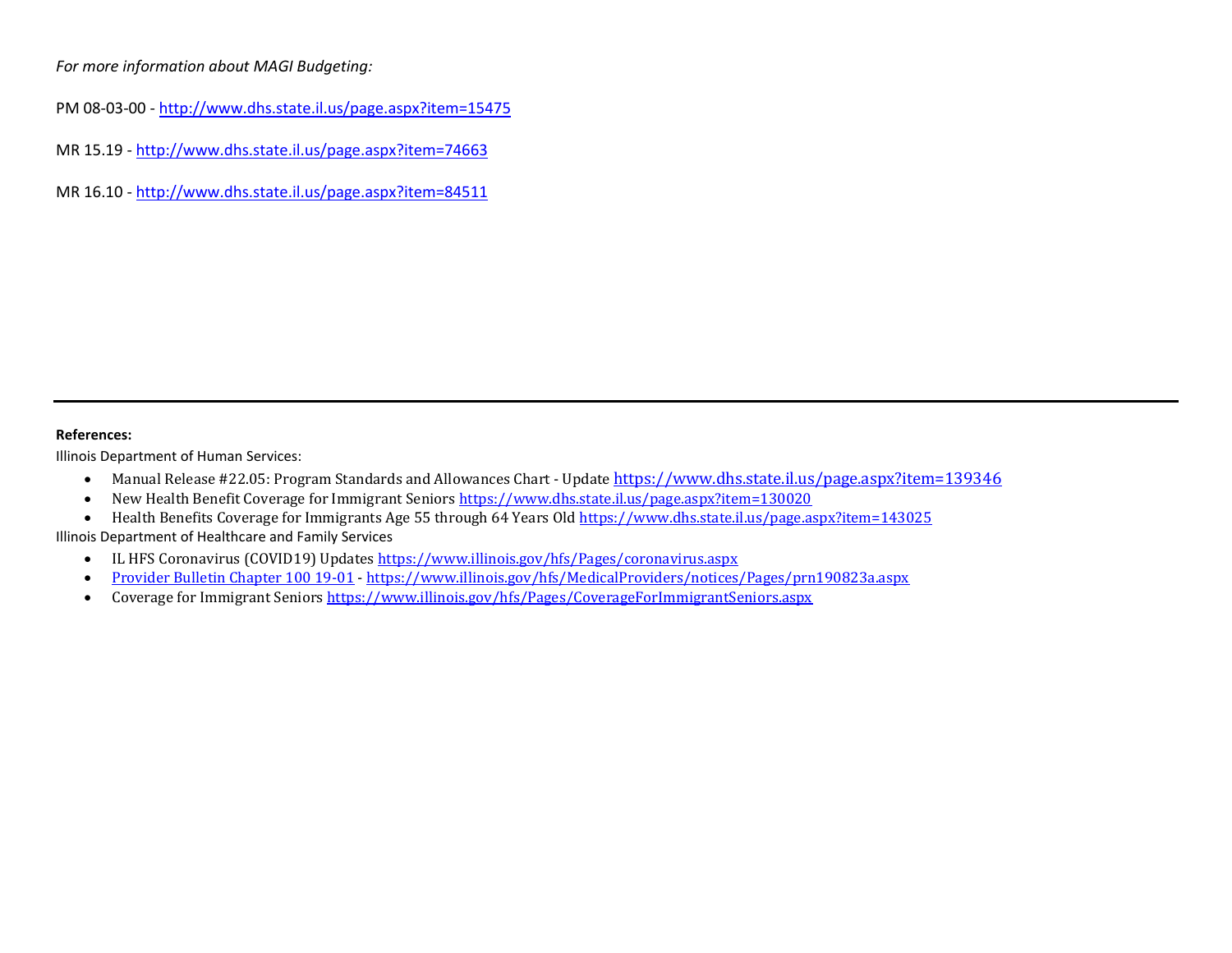*For more information about MAGI Budgeting:*

PM 08-03-00 - http://www.dhs.state.il.us/page.aspx?item=15475

MR 15.19 - http://www.dhs.state.il.us/page.aspx?item=74663

MR 16.10 - http://www.dhs.state.il.us/page.aspx?item=84511

---

**References:**

Illinois Department of Human Services:

- Manual Release #22.05: Program Standards and Allowances Chart - Update https://www.dhs.state.il.us/page.aspx?item=139346
- New Health Benefit Coverage for Immigrant Seniors https://www.dhs.state.il.us/page.aspx?item=130020
- Health Benefits Coverage for Immigrants Age 55 through 64 Years Old https://www.dhs.state.il.us/page.aspx?item=143025

Illinois Department of Healthcare and Family Services

- IL HFS Coronavirus (COVID19) Updates https://www.illinois.gov/hfs/Pages/coronavirus.aspx
- Provider Bulletin Chapter 100 19-01 - https://www.illinois.gov/hfs/MedicalProviders/notices/Pages/prn190823a.aspx
- Coverage for Immigrant Seniors https://www.illinois.gov/hfs/Pages/CoverageForImmigrantSeniors.aspx